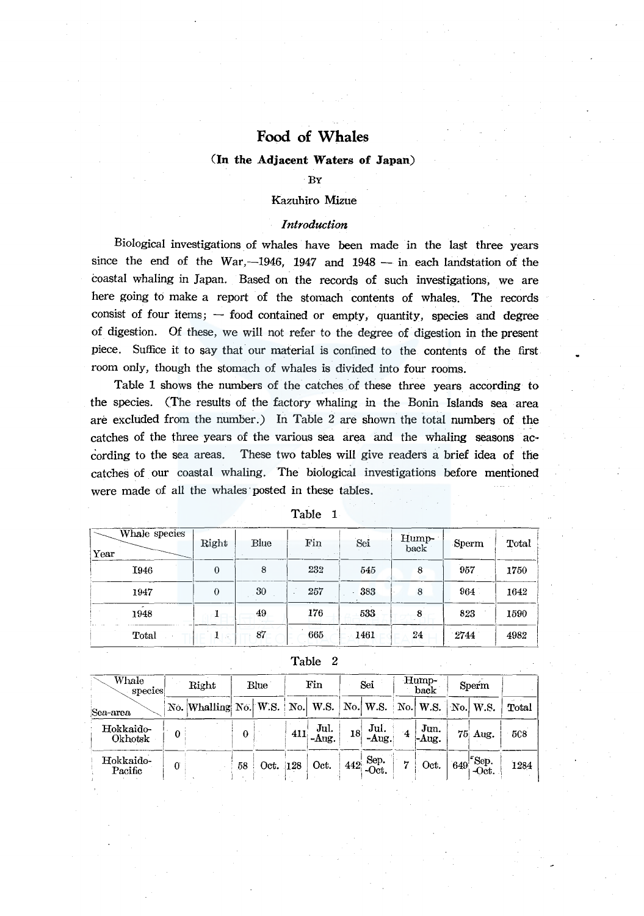# Food of Whales

### (In the Adjacent Waters of Japan)

BY

Kazuhiro Mizue

*Introduction*

Biological investigations of whales have been made in the last three years since the end of the War,—1946, 1947 and 1948 — in each landstation of the coastal whaling in Japan. Based on the records of such investigations, we are here going to make a report of the stomach contents of whales. The records consist of four items; — food contained or empty, quantity, species and degree of digestion. Of these, we will not refer to the degree of digestion in the present piece. Suffice it to say that our material is confined to the contents of the first room only, though the stomach of whales is divided into four rooms.

Table 1 shows the numbers of the catches of these three years according to the species. (The results of the factory whaling in the Bonin Islands sea area are excluded from the number.) In Table 2 are shown the total numbers of the catches of the three years of the various sea area and the whaling seasons according to the sea areas. These two tables will give readers a brief idea of the catches of our coastal whaling. The biological investigations before mentioned were made of all the whales posted in these tables.

Table 1

| Whale species / Year | Right | Blue | Fin | Sei | Hump-back | Sperm | Total |
|---|---|---|---|---|---|---|---|
| 1946 | 0 | 8 | 232 | 545 | 8 | 957 | 1750 |
| 1947 | 0 | 30 | 257 | 383 | 8 | 964 | 1642 |
| 1948 | 1 | 49 | 176 | 533 | 8 | 823 | 1590 |
| Total | 1 | 87 | 665 | 1461 | 24 | 2744 | 4982 |

Table 2

| Whale species / Sea-area | Right | | Blue | | Fin | | Sei | | Hump-back | | Sperm | | |
|---|---|---|---|---|---|---|---|---|---|---|---|---|---|
| | No. | Whalling | No. | W.S. | No. | W.S. | No. | W.S. | No. | W.S. | No. | W.S. | Total |
| Hokkaido-Okhotsk | 0 | | 0 | | 411 | Jul.-Aug. | 18 | Jul.-Aug. | 4 | Jun.-Aug. | 75 | Aug. | 508 |
| Hokkaido-Pacific | 0 | | 58 | Oct. | 128 | Oct. | 442 | Sep.-Oct. | 7 | Oct. | 649 | *Sep.-Oct. | 1284 |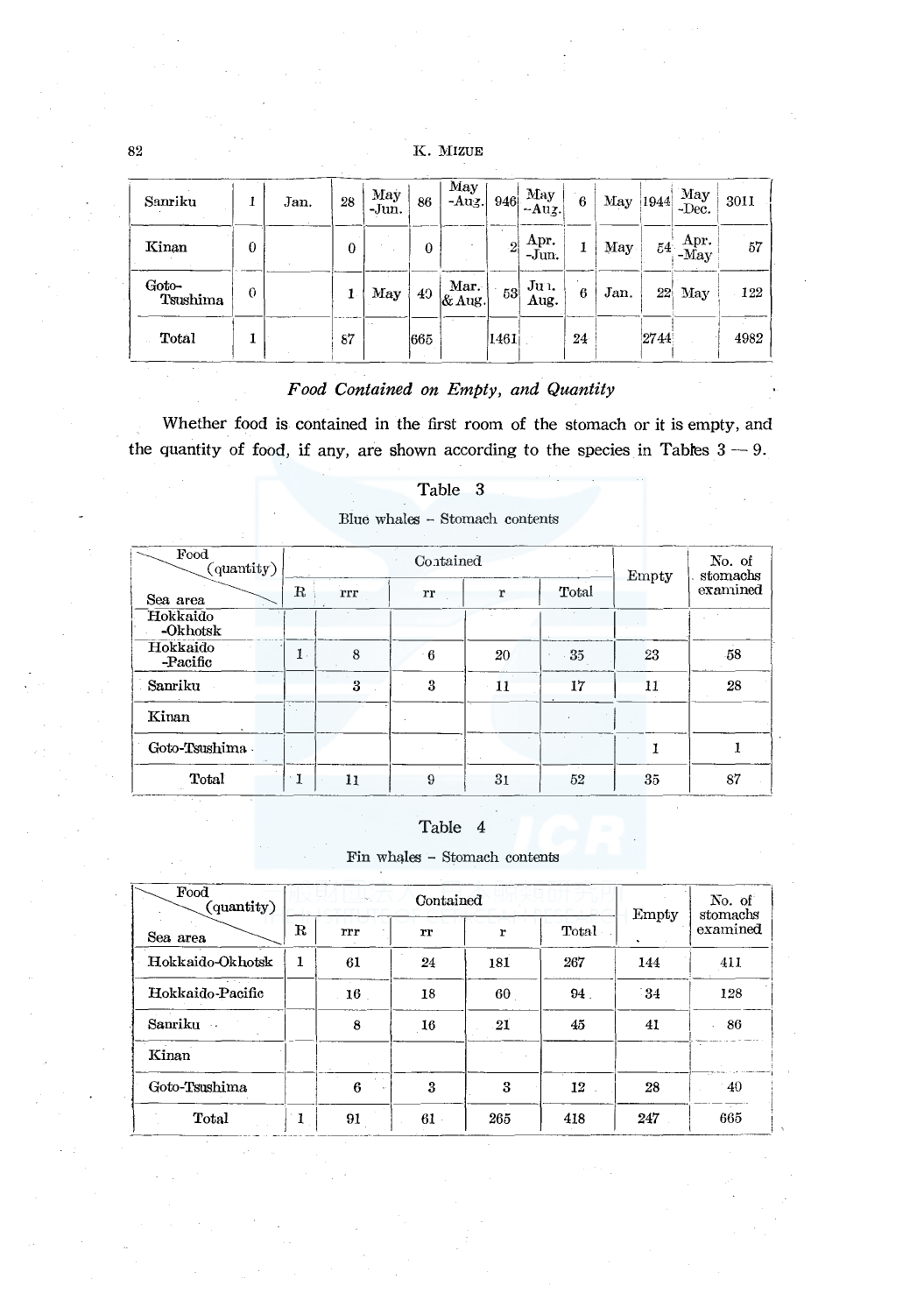| | | | | | | | | | | | | |
|---|---|---|---|---|---|---|---|---|---|---|---|---|
| Sanriku | 1 | Jan. | 28 | May -Jun. | 86 | May -Aug. | 946 | May -Aug. | 6 | May | 1944 | May -Dec. | 3011 |
| Kinan | 0 | | 0 | | 0 | | 2 | Apr. -Jun. | 1 | May | 54 | Apr. -May | 57 |
| Goto-Tsushima | 0 | | 1 | May | 40 | Mar. & Aug. | 53 | Jun. Aug. | 6 | Jan. | 22 | May | 122 |
| Total | 1 | | 87 | | 665 | | 1461 | | 24 | | 2744 | | 4982 |

### *Food Contained on Empty, and Quantity*

Whether food is contained in the first room of the stomach or it is empty, and the quantity of food, if any, are shown according to the species in Tables 3 — 9.

Table 3

Blue whales – Stomach contents

| Food (quantity) / Sea area | Contained | | | | | Empty | No. of stomachs examined |
|---|---|---|---|---|---|---|---|
| | R | rrr | rr | r | Total | | |
| Hokkaido-Okhotsk | | | | | | | |
| Hokkaido-Pacific | 1 | 8 | 6 | 20 | 35 | 23 | 58 |
| Sanriku | | 3 | 3 | 11 | 17 | 11 | 28 |
| Kinan | | | | | | | |
| Goto-Tsushima | | | | | | 1 | 1 |
| Total | 1 | 11 | 9 | 31 | 52 | 35 | 87 |

Table 4

Fin whales – Stomach contents

| Food (quantity) / Sea area | Contained | | | | | Empty | No. of stomachs examined |
|---|---|---|---|---|---|---|---|
| | R | rrr | rr | r | Total | | |
| Hokkaido-Okhotsk | 1 | 61 | 24 | 181 | 267 | 144 | 411 |
| Hokkaido-Pacific | | 16 | 18 | 60 | 94 | 34 | 128 |
| Sanriku | | 8 | 16 | 21 | 45 | 41 | 86 |
| Kinan | | | | | | | |
| Goto-Tsushima | | 6 | 3 | 3 | 12 | 28 | 40 |
| Total | 1 | 91 | 61 | 265 | 418 | 247 | 665 |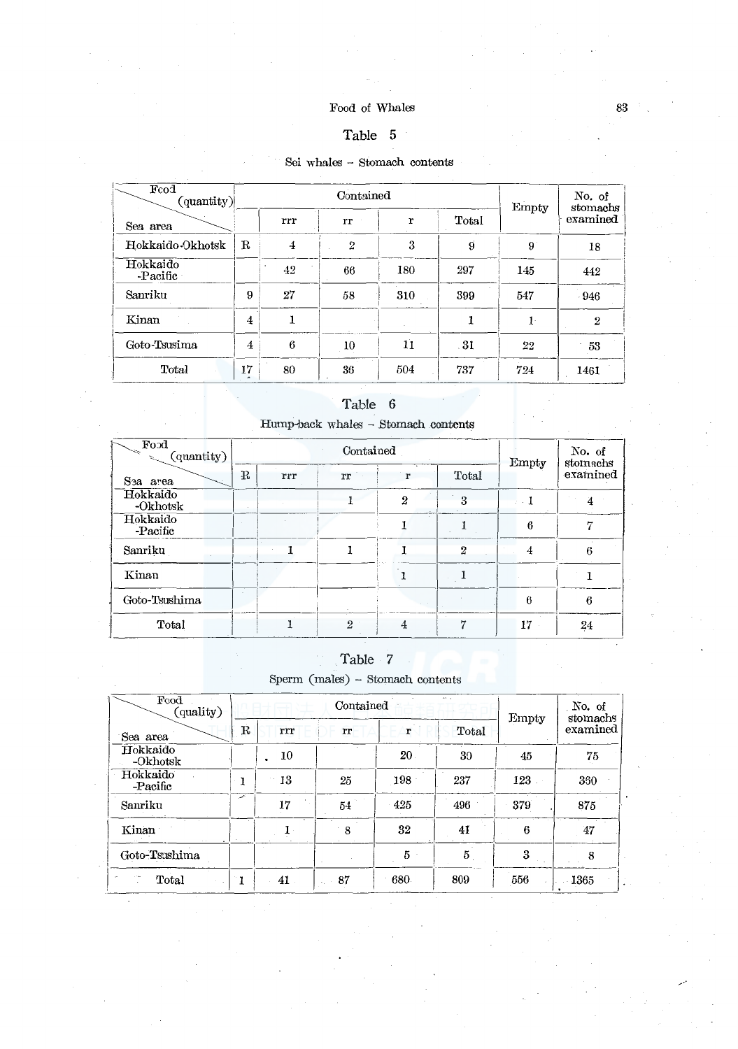Table 5

Sei whales – Stomach contents

| Food (quantity) / Sea area | Contained | | | | | Empty | No. of stomachs examined |
|---|---|---|---|---|---|---|---|
| | R | rrr | rr | r | Total | | |
| Hokkaido-Okhotsk | | 4 | 2 | 3 | 9 | 9 | 18 |
| Hokkaido -Pacific | | 42 | 66 | 180 | 297 | 145 | 442 |
| Sanriku | 9 | 27 | 58 | 310 | 399 | 547 | 946 |
| Kinan | 4 | 1 | | | 1 | 1 | 2 |
| Goto-Tsusima | 4 | 6 | 10 | 11 | 31 | 22 | 53 |
| Total | 17 | 80 | 36 | 504 | 737 | 724 | 1461 |

Table 6

Hump-back whales – Stomach contents

| Food (quantity) / Sea area | Contained | | | | | Empty | No. of stomachs examined |
|---|---|---|---|---|---|---|---|
| | R | rrr | rr | r | Total | | |
| Hokkaido -Okhotsk | | | 1 | 2 | 3 | 1 | 4 |
| Hokkaido -Pacific | | | | 1 | 1 | 6 | 7 |
| Sanriku | | 1 | 1 | 1 | 2 | 4 | 6 |
| Kinan | | | | 1 | 1 | | 1 |
| Goto-Tsushima | | | | | | 6 | 6 |
| Total | | 1 | 2 | 4 | 7 | 17 | 24 |

Table 7

Sperm (males) – Stomach contents

| Food (quality) / Sea area | Contained | | | | | Empty | No. of stomachs examined |
|---|---|---|---|---|---|---|---|
| | R | rrr | rr | r | Total | | |
| Hokkaido -Okhotsk | | 10 | | 20 | 30 | 45 | 75 |
| Hokkaido -Pacific | 1 | 13 | 25 | 198 | 237 | 123 | 360 |
| Sanriku | | 17 | 54 | 425 | 496 | 379 | 875 |
| Kinan | | 1 | 8 | 32 | 41 | 6 | 47 |
| Goto-Tsushima | | | | 5 | 5 | 3 | 8 |
| Total | 1 | 41 | 87 | 680 | 809 | 556 | 1365 |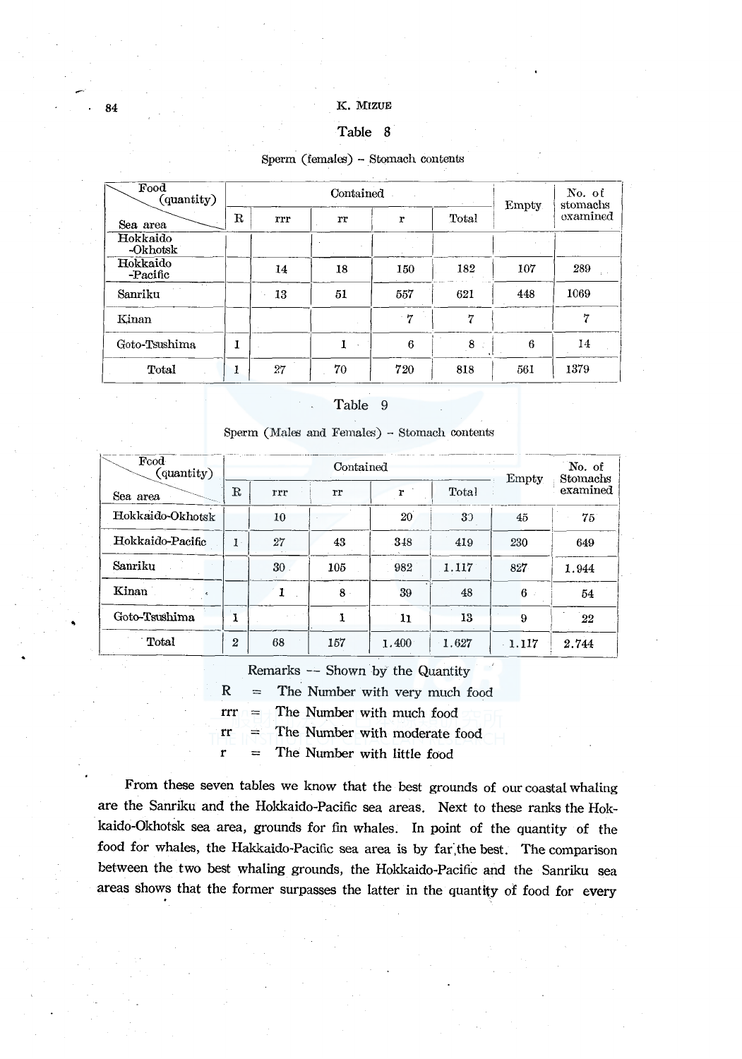Table 8

Sperm (females) – Stomach contents

| Food (quantity) / Sea area | Contained | | | | | Empty | No. of stomachs examined |
|---|---|---|---|---|---|---|---|
| | R | rrr | rr | r | Total | | |
| Hokkaido -Okhotsk | | | | | | | |
| Hokkaido -Pacific | | 14 | 18 | 150 | 182 | 107 | 289 |
| Sanriku | | 13 | 51 | 557 | 621 | 448 | 1069 |
| Kinan | | | | 7 | 7 | | 7 |
| Goto-Tsushima | 1 | | 1 | 6 | 8 | 6 | 14 |
| Total | 1 | 27 | 70 | 720 | 818 | 561 | 1379 |

Table 9

Sperm (Males and Females) – Stomach contents

| Food (quantity) / Sea area | Contained | | | | | Empty | No. of Stomachs examined |
|---|---|---|---|---|---|---|---|
| | R | rrr | rr | r | Total | | |
| Hokkaido-Okhotsk | | 10 | | 20 | 30 | 45 | 75 |
| Hokkaido-Pacific | 1 | 27 | 43 | 348 | 419 | 230 | 649 |
| Sanriku | | 30 | 105 | 982 | 1.117 | 827 | 1.944 |
| Kinan | | 1 | 8 | 39 | 48 | 6 | 54 |
| Goto-Tsushima | 1 | | 1 | 11 | 13 | 9 | 22 |
| Total | 2 | 68 | 157 | 1.400 | 1.627 | 1.117 | 2.744 |

Remarks -- Shown by the Quantity

R = The Number with very much food

rrr = The Number with much food

rr = The Number with moderate food

r = The Number with little food

From these seven tables we know that the best grounds of our coastal whaling are the Sanriku and the Hokkaido-Pacific sea areas. Next to these ranks the Hokkaido-Okhotsk sea area, grounds for fin whales. In point of the quantity of the food for whales, the Hakkaido-Pacific sea area is by far the best. The comparison between the two best whaling grounds, the Hokkaido-Pacific and the Sanriku sea areas shows that the former surpasses the latter in the quantity of food for every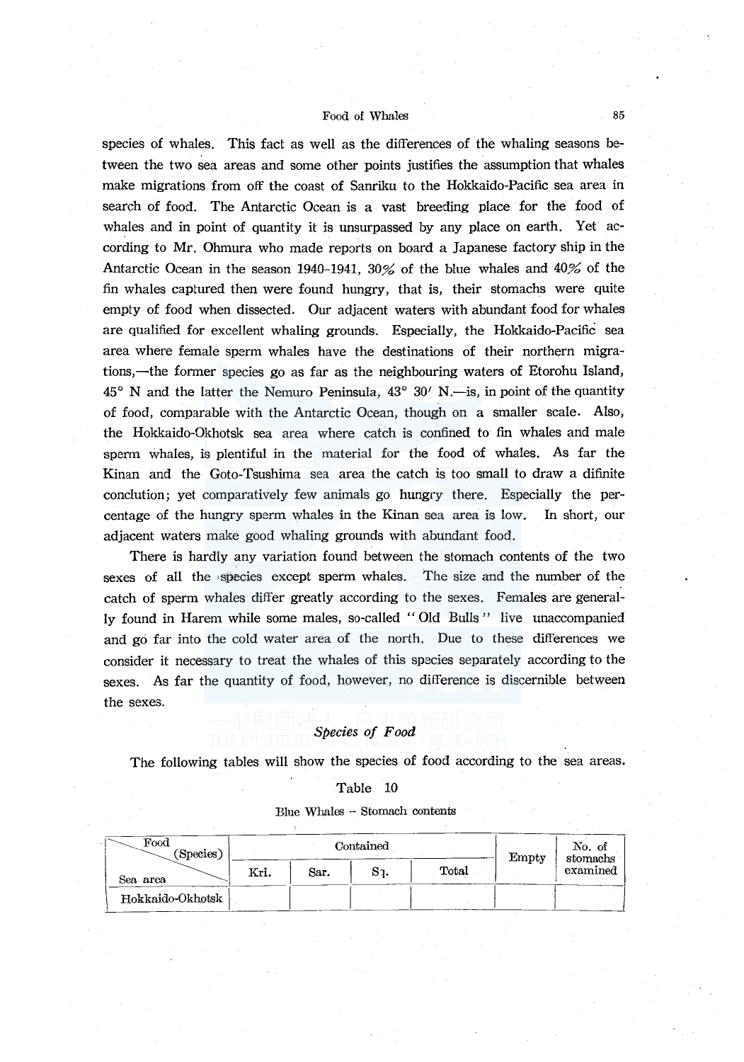species of whales. This fact as well as the differences of the whaling seasons between the two sea areas and some other points justifies the assumption that whales make migrations from off the coast of Sanriku to the Hokkaido-Pacific sea area in search of food. The Antarctic Ocean is a vast breeding place for the food of whales and in point of quantity it is unsurpassed by any place on earth. Yet according to Mr. Ohmura who made reports on board a Japanese factory ship in the Antarctic Ocean in the season 1940–1941, 30% of the blue whales and 40% of the fin whales captured then were found hungry, that is, their stomachs were quite empty of food when dissected. Our adjacent waters with abundant food for whales are qualified for excellent whaling grounds. Especially, the Hokkaido-Pacific sea area where female sperm whales have the destinations of their northern migrations,—the former species go as far as the neighbouring waters of Etorohu Island, 45° N and the latter the Nemuro Peninsula, 43° 30′ N.—is, in point of the quantity of food, comparable with the Antarctic Ocean, though on a smaller scale. Also, the Hokkaido-Okhotsk sea area where catch is confined to fin whales and male sperm whales, is plentiful in the material for the food of whales. As far the Kinan and the Goto-Tsushima sea area the catch is too small to draw a difinite conclution; yet comparatively few animals go hungry there. Especially the percentage of the hungry sperm whales in the Kinan sea area is low. In short, our adjacent waters make good whaling grounds with abundant food.

There is hardly any variation found between the stomach contents of the two sexes of all the species except sperm whales. The size and the number of the catch of sperm whales differ greatly according to the sexes. Females are generally found in Harem while some males, so-called "Old Bulls" live unaccompanied and go far into the cold water area of the north. Due to these differences we consider it necessary to treat the whales of this species separately according to the sexes. As far the quantity of food, however, no difference is discernible between the sexes.

### *Species of Food*

The following tables will show the species of food according to the sea areas.

Table 10

Blue Whales – Stomach contents

| Food (Species) / Sea area | Contained | | | | Empty | No. of stomachs examined |
|---|---|---|---|---|---|---|
| | Kri. | Sar. | Sq. | Total | | |
| Hokkaido-Okhotsk | | | | | | |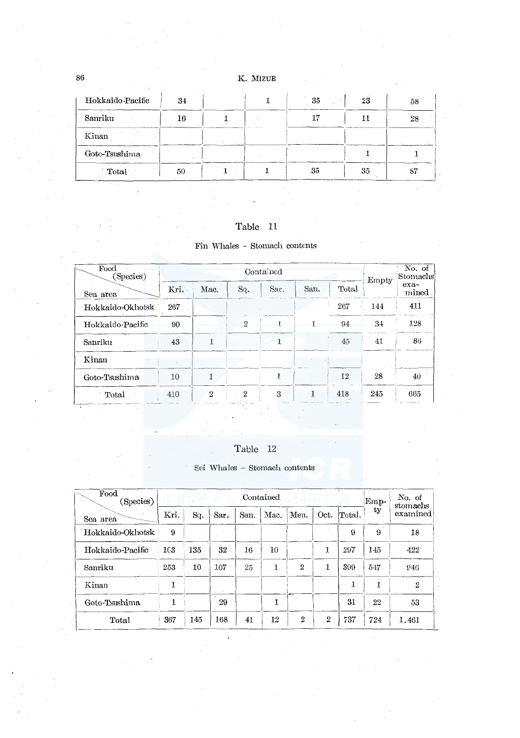| | | | | | | |
|---|---|---|---|---|---|---|
| Hokkaido-Pacific | 34 | | 1 | 35 | 23 | 58 |
| Sanriku | 16 | 1 | | 17 | 11 | 28 |
| Kinan | | | | | | |
| Goto-Tsushima | | | | | 1 | 1 |
| Total | 50 | 1 | 1 | 35 | 35 | 87 |

Table 11

Fin Whales – Stomach contents

| Food (Species) / Sea area | Contained | | | | | | Empty | No. of Stomachs examined |
|---|---|---|---|---|---|---|---|---|
| | Kri. | Mac. | Sq. | Sar. | San. | Total | | |
| Hokkaido-Okhotsk | 267 | | | | | 267 | 144 | 411 |
| Hokkaido-Pacific | 90 | | 2 | 1 | 1 | 94 | 34 | 128 |
| Sanriku | 43 | 1 | | 1 | | 45 | 41 | 86 |
| Kinan | | | | | | | | |
| Goto-Tsushima | 10 | 1 | | 1 | | 12 | 28 | 40 |
| Total | 410 | 2 | 2 | 3 | 1 | 418 | 245 | 665 |

Table 12

Sei Whales – Stomach contents

| Food (Species) / Sea area | Contained | | | | | | | | Empty | No. of stomachs examined |
|---|---|---|---|---|---|---|---|---|---|---|
| | Kri. | Sq. | Sar. | San. | Mac. | Men. | Oct. | Total. | | |
| Hokkaido-Okhotsk | 9 | | | | | | | 9 | 9 | 18 |
| Hokkaido-Pacific | 103 | 135 | 32 | 16 | 10 | | 1 | 297 | 145 | 422 |
| Sanriku | 253 | 10 | 107 | 25 | 1 | 2 | 1 | 399 | 547 | 946 |
| Kinan | 1 | | | | | | | 1 | 1 | 2 |
| Goto-Tsushima | 1 | | 29 | | 1 | | | 31 | 22 | 53 |
| Total | 367 | 145 | 168 | 41 | 12 | 2 | 2 | 737 | 724 | 1.461 |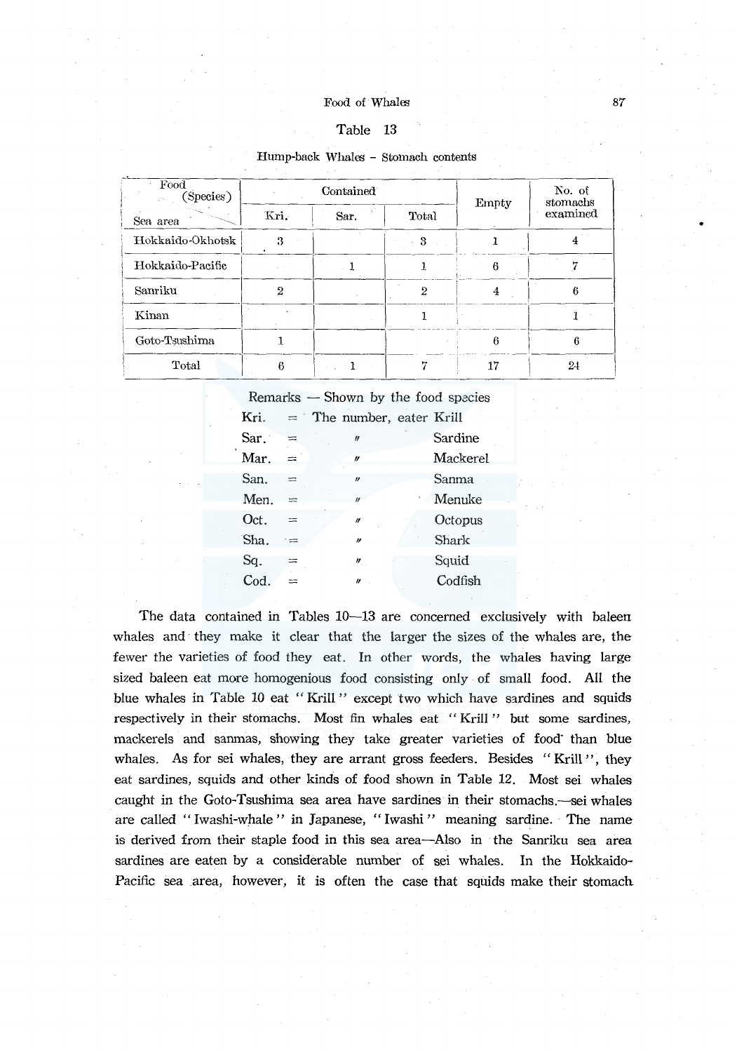Table 13

Hump-back Whales – Stomach contents

| Food (Species) / Sea area | Contained | | | Empty | No. of stomachs examined |
|---|---|---|---|---|---|
| | Kri. | Sar. | Total | | |
| Hokkaido-Okhotsk | 3 | | 3 | 1 | 4 |
| Hokkaido-Pacific | | 1 | 1 | 6 | 7 |
| Sanriku | 2 | | 2 | 4 | 6 |
| Kinan | | | 1 | | 1 |
| Goto-Tsushima | 1 | | | 6 | 6 |
| Total | 6 | 1 | 7 | 17 | 24 |

Remarks — Shown by the food species

Kri. = The number, eater Krill
Sar. = 〃 Sardine
Mar. = 〃 Mackerel
San. = 〃 Sanma
Men. = 〃 Menuke
Oct. = 〃 Octopus
Sha. = 〃 Shark
Sq. = 〃 Squid
Cod. = 〃 Codfish

The data contained in Tables 10—13 are concerned exclusively with baleen whales and they make it clear that the larger the sizes of the whales are, the fewer the varieties of food they eat. In other words, the whales having large sized baleen eat more homogenious food consisting only of small food. All the blue whales in Table 10 eat "Krill" except two which have sardines and squids respectively in their stomachs. Most fin whales eat "Krill" but some sardines, mackerels and sanmas, showing they take greater varieties of food than blue whales. As for sei whales, they are arrant gross feeders. Besides "Krill", they eat sardines, squids and other kinds of food shown in Table 12. Most sei whales caught in the Goto-Tsushima sea area have sardines in their stomachs.—sei whales are called "Iwashi-whale" in Japanese, "Iwashi" meaning sardine. The name is derived from their staple food in this sea area—Also in the Sanriku sea area sardines are eaten by a considerable number of sei whales. In the Hokkaido-Pacific sea area, however, it is often the case that squids make their stomach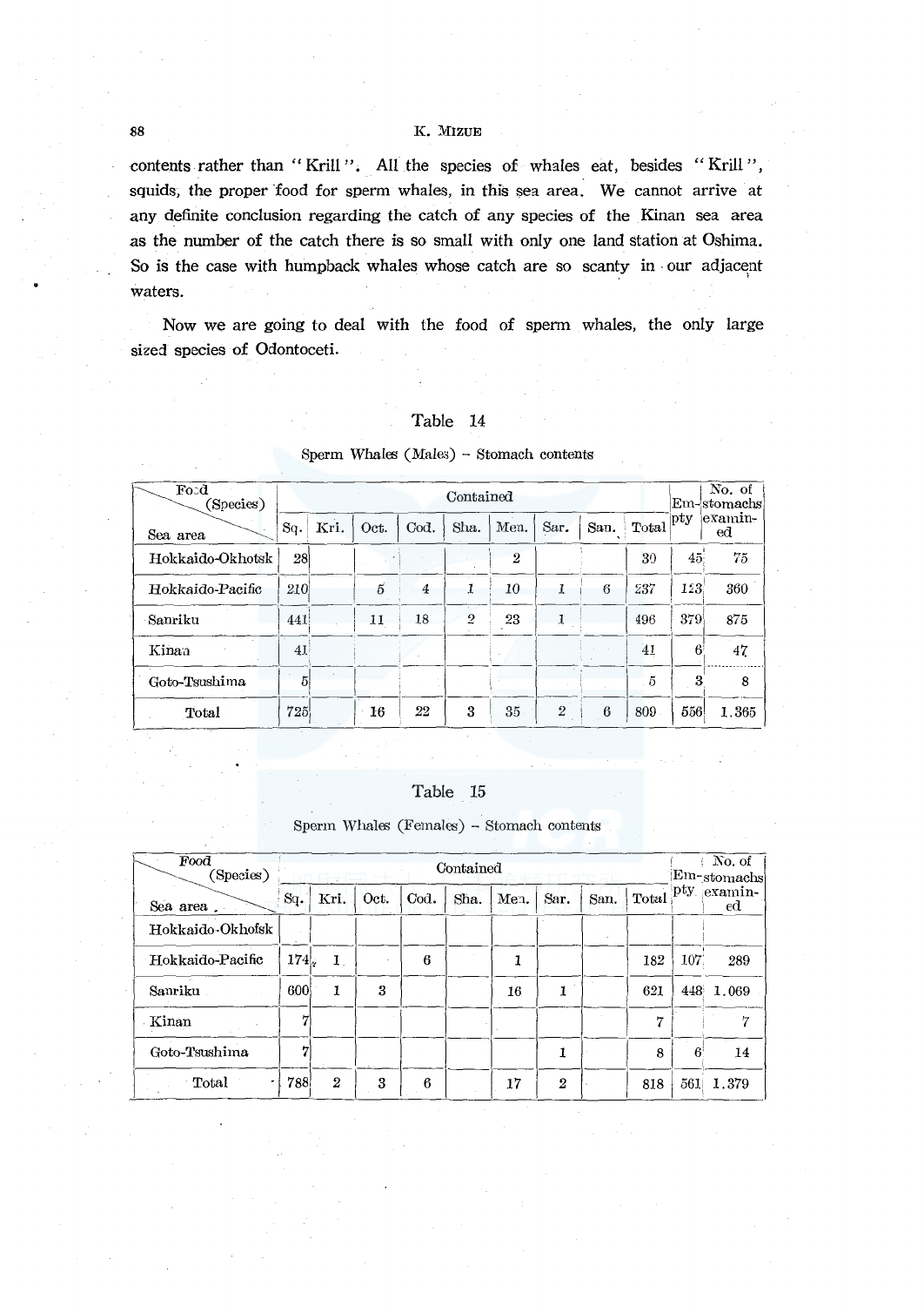contents rather than "Krill". All the species of whales eat, besides "Krill", squids, the proper food for sperm whales, in this sea area. We cannot arrive at any definite conclusion regarding the catch of any species of the Kinan sea area as the number of the catch there is so small with only one land station at Oshima. So is the case with humpback whales whose catch are so scanty in our adjacent waters.

Now we are going to deal with the food of sperm whales, the only large sized species of Odontoceti.

Table 14

Sperm Whales (Males) – Stomach contents

| Food (Species) / Sea area | Contained | | | | | | | | | Empty | No. of stomachs examined |
|---|---|---|---|---|---|---|---|---|---|---|---|
| | Sq. | Kri. | Oct. | Cod. | Sha. | Men. | Sar. | San. | Total | | |
| Hokkaido-Okhotsk | 28 | | | | | 2 | | | 30 | 45 | 75 |
| Hokkaido-Pacific | 210 | | 5 | 4 | 1 | 10 | 1 | 6 | 237 | 123 | 360 |
| Sanriku | 441 | | 11 | 18 | 2 | 23 | 1 | | 496 | 379 | 875 |
| Kinan | 41 | | | | | | | | 41 | 6 | 47 |
| Goto-Tsushima | 5 | | | | | | | | 5 | 3 | 8 |
| Total | 725 | | 16 | 22 | 3 | 35 | 2 | 6 | 809 | 556 | 1.365 |

Table 15

Sperm Whales (Females) – Stomach contents

| Food (Species) / Sea area | Contained | | | | | | | | | Empty | No. of stomachs examined |
|---|---|---|---|---|---|---|---|---|---|---|---|
| | Sq. | Kri. | Oct. | Cod. | Sha. | Men. | Sar. | San. | Total | | |
| Hokkaido-Okhofsk | | | | | | | | | | | |
| Hokkaido-Pacific | 174 | 1 | | 6 | | 1 | | | 182 | 107 | 289 |
| Sanriku | 600 | 1 | 3 | | | 16 | 1 | | 621 | 448 | 1.069 |
| Kinan | 7 | | | | | | | | 7 | | 7 |
| Goto-Tsushima | 7 | | | | | | 1 | | 8 | 6 | 14 |
| Total | 788 | 2 | 3 | 6 | | 17 | 2 | | 818 | 561 | 1.379 |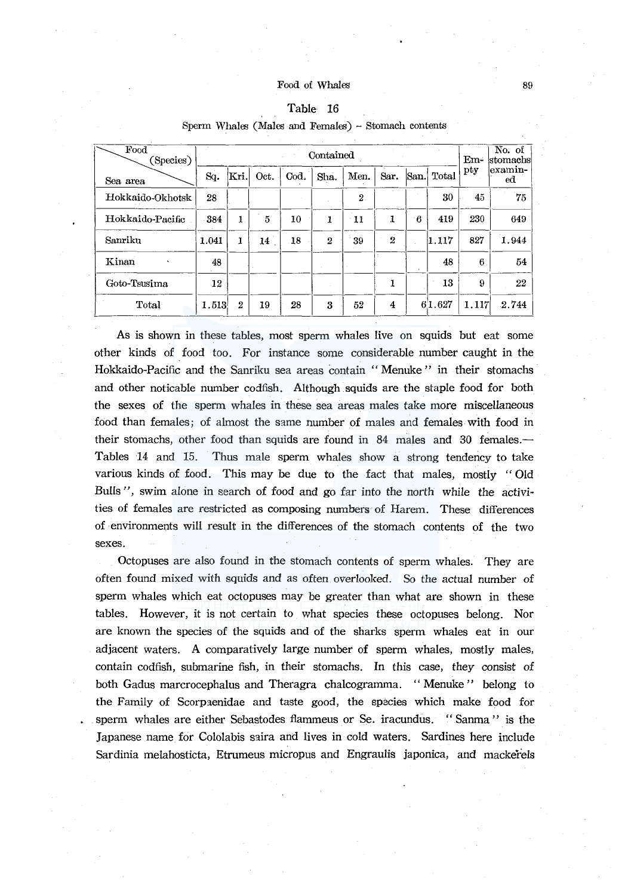Table 16

Sperm Whales (Males and Females) – Stomach contents

| Food (Species) / Sea area | Contained | | | | | | | | | Empty | No. of stomachs examined |
|---|---|---|---|---|---|---|---|---|---|---|---|
| | Sq. | Kri. | Oct. | Cod. | Sha. | Men. | Sar. | San. | Total | | |
| Hokkaido-Okhotsk | 28 | | | | | 2 | | | 30 | 45 | 75 |
| Hokkaido-Pacific | 384 | 1 | 5 | 10 | 1 | 11 | 1 | 6 | 419 | 230 | 649 |
| Sanriku | 1.041 | 1 | 14 | 18 | 2 | 39 | 2 | | 1.117 | 827 | 1.944 |
| Kinan | 48 | | | | | | | | 48 | 6 | 54 |
| Goto-Tsusima | 12 | | | | | | 1 | | 13 | 9 | 22 |
| Total | 1.513 | 2 | 19 | 28 | 3 | 52 | 4 | 6 | 1.627 | 1.117 | 2.744 |

As is shown in these tables, most sperm whales live on squids but eat some other kinds of food too. For instance some considerable number caught in the Hokkaido-Pacific and the Sanriku sea areas contain "Menuke" in their stomachs and other noticable number codfish. Although squids are the staple food for both the sexes of the sperm whales in these sea areas males take more miscellaneous food than females; of almost the same number of males and females with food in their stomachs, other food than squids are found in 84 males and 30 females.—Tables 14 and 15. Thus male sperm whales show a strong tendency to take various kinds of food. This may be due to the fact that males, mostly "Old Bulls", swim alone in search of food and go far into the north while the activities of females are restricted as composing numbers of Harem. These differences of environments will result in the differences of the stomach contents of the two sexes.

Octopuses are also found in the stomach contents of sperm whales. They are often found mixed with squids and as often overlooked. So the actual number of sperm whales which eat octopuses may be greater than what are shown in these tables. However, it is not certain to what species these octopuses belong. Nor are known the species of the squids and of the sharks sperm whales eat in our adjacent waters. A comparatively large number of sperm whales, mostly males, contain codfish, submarine fish, in their stomachs. In this case, they consist of both Gadus marcrocephalus and Theragra chalcogramma. "Menuke" belong to the Family of Scorpaenidae and taste good, the species which make food for sperm whales are either Sebastodes flammeus or Se. iracundus. "Sanma" is the Japanese name for Cololabis saira and lives in cold waters. Sardines here include Sardinia melahosticta, Etrumeus micropus and Engraulis japonica, and mackerels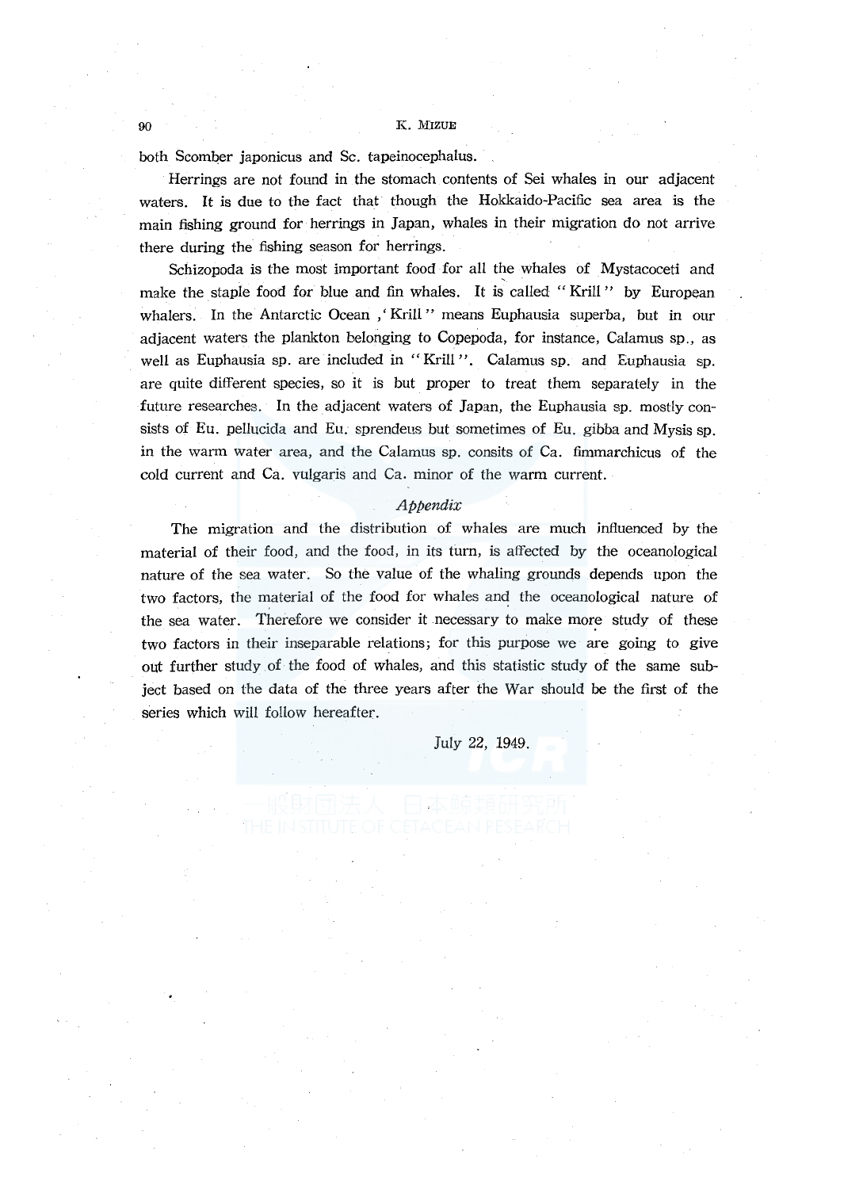both Scomber japonicus and Sc. tapeinocephalus.

Herrings are not found in the stomach contents of Sei whales in our adjacent waters. It is due to the fact that though the Hokkaido-Pacific sea area is the main fishing ground for herrings in Japan, whales in their migration do not arrive there during the fishing season for herrings.

Schizopoda is the most important food for all the whales of Mystacoceti and make the staple food for blue and fin whales. It is called "Krill" by European whalers. In the Antarctic Ocean ,'Krill" means Euphausia superba, but in our adjacent waters the plankton belonging to Copepoda, for instance, Calamus sp., as well as Euphausia sp. are included in "Krill". Calamus sp. and Euphausia sp. are quite different species, so it is but proper to treat them separately in the future researches. In the adjacent waters of Japan, the Euphausia sp. mostly consists of Eu. pellucida and Eu. sprendeus but sometimes of Eu. gibba and Mysis sp. in the warm water area, and the Calamus sp. consits of Ca. fimmarchicus of the cold current and Ca. vulgaris and Ca. minor of the warm current.

*Appendix*

The migration and the distribution of whales are much influenced by the material of their food, and the food, in its turn, is affected by the oceanological nature of the sea water. So the value of the whaling grounds depends upon the two factors, the material of the food for whales and the oceanological nature of the sea water. Therefore we consider it necessary to make more study of these two factors in their inseparable relations; for this purpose we are going to give out further study of the food of whales, and this statistic study of the same subject based on the data of the three years after the War should be the first of the series which will follow hereafter.

July 22, 1949.